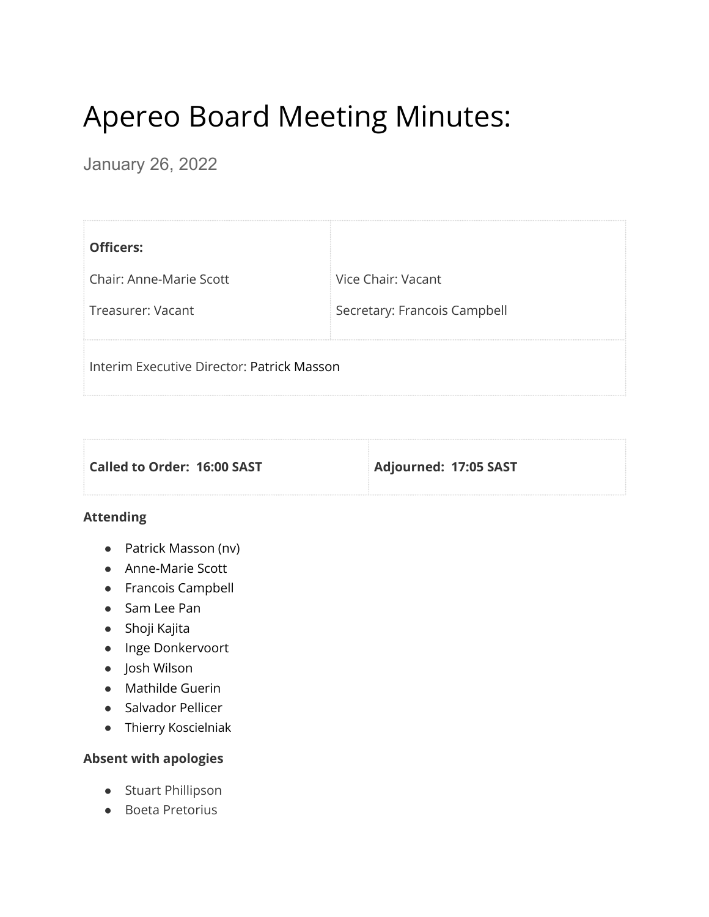# Apereo Board Meeting Minutes:

January 26, 2022

| **Officers:** | |
|---|---|
| Chair: Anne-Marie Scott | Vice Chair: Vacant |
| Treasurer: Vacant | Secretary: Francois Campbell |
| Interim Executive Director: Patrick Masson | |

| **Called to Order: 16:00 SAST** | **Adjourned: 17:05 SAST** |
|---|---|

**Attending**

- Patrick Masson (nv)
- Anne-Marie Scott
- Francois Campbell
- Sam Lee Pan
- Shoji Kajita
- Inge Donkervoort
- Josh Wilson
- Mathilde Guerin
- Salvador Pellicer
- Thierry Koscielniak

**Absent with apologies**

- Stuart Phillipson
- Boeta Pretorius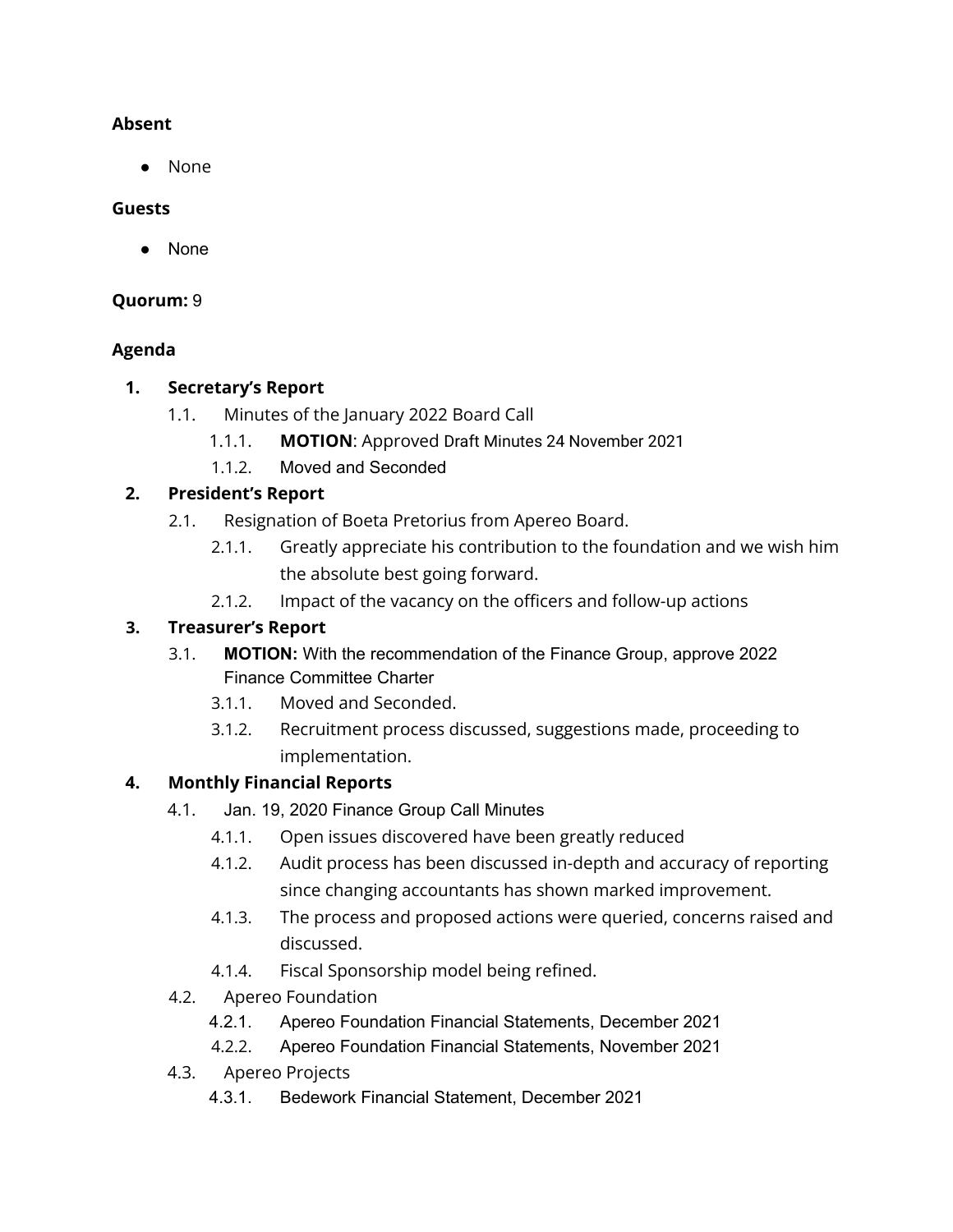**Absent**

- None

**Guests**

- None

**Quorum:** 9

**Agenda**

1. **Secretary's Report**
   - 1.1. Minutes of the January 2022 Board Call
     - 1.1.1. **MOTION**: Approved Draft Minutes 24 November 2021
     - 1.1.2. Moved and Seconded
2. **President's Report**
   - 2.1. Resignation of Boeta Pretorius from Apereo Board.
     - 2.1.1. Greatly appreciate his contribution to the foundation and we wish him the absolute best going forward.
     - 2.1.2. Impact of the vacancy on the officers and follow-up actions
3. **Treasurer's Report**
   - 3.1. **MOTION:** With the recommendation of the Finance Group, approve 2022 Finance Committee Charter
     - 3.1.1. Moved and Seconded.
     - 3.1.2. Recruitment process discussed, suggestions made, proceeding to implementation.
4. **Monthly Financial Reports**
   - 4.1. Jan. 19, 2020 Finance Group Call Minutes
     - 4.1.1. Open issues discovered have been greatly reduced
     - 4.1.2. Audit process has been discussed in-depth and accuracy of reporting since changing accountants has shown marked improvement.
     - 4.1.3. The process and proposed actions were queried, concerns raised and discussed.
     - 4.1.4. Fiscal Sponsorship model being refined.
   - 4.2. Apereo Foundation
     - 4.2.1. Apereo Foundation Financial Statements, December 2021
     - 4.2.2. Apereo Foundation Financial Statements, November 2021
   - 4.3. Apereo Projects
     - 4.3.1. Bedework Financial Statement, December 2021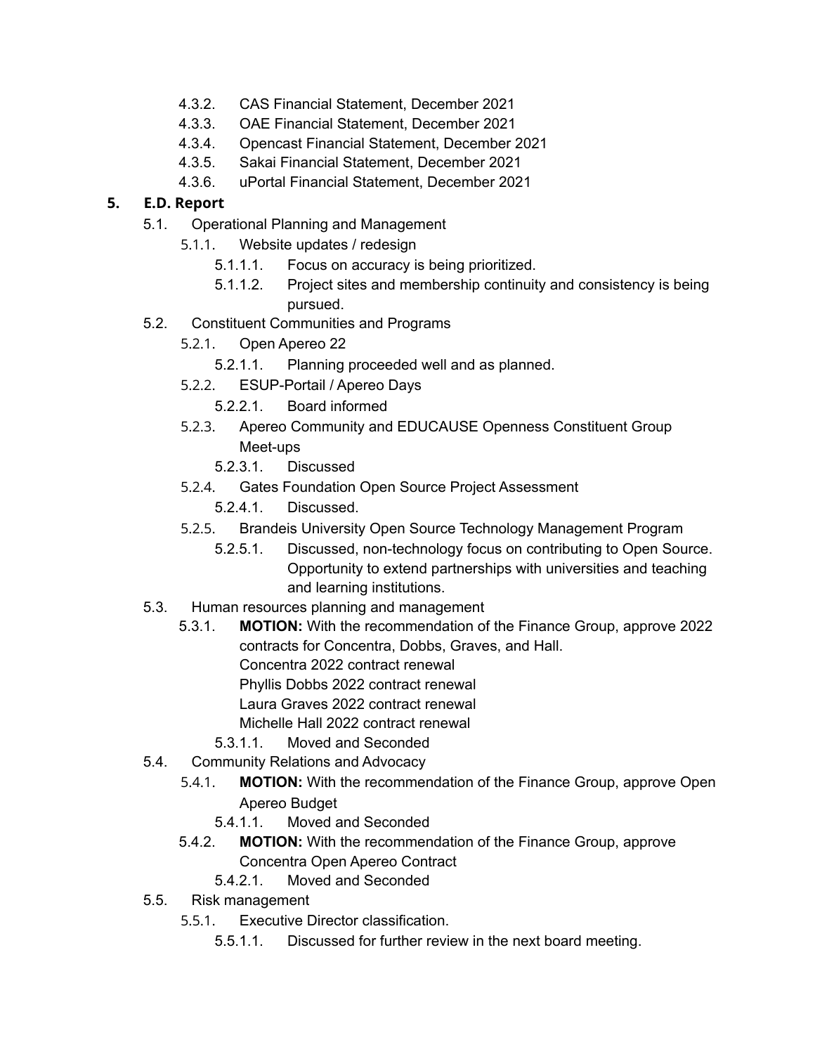- 4.3.2. CAS Financial Statement, December 2021
- 4.3.3. OAE Financial Statement, December 2021
- 4.3.4. Opencast Financial Statement, December 2021
- 4.3.5. Sakai Financial Statement, December 2021
- 4.3.6. uPortal Financial Statement, December 2021

## 5. E.D. Report

- 5.1. Operational Planning and Management
  - 5.1.1. Website updates / redesign
    - 5.1.1.1. Focus on accuracy is being prioritized.
    - 5.1.1.2. Project sites and membership continuity and consistency is being pursued.
- 5.2. Constituent Communities and Programs
  - 5.2.1. Open Apereo 22
    - 5.2.1.1. Planning proceeded well and as planned.
  - 5.2.2. ESUP-Portail / Apereo Days
    - 5.2.2.1. Board informed
  - 5.2.3. Apereo Community and EDUCAUSE Openness Constituent Group Meet-ups
    - 5.2.3.1. Discussed
  - 5.2.4. Gates Foundation Open Source Project Assessment
    - 5.2.4.1. Discussed.
  - 5.2.5. Brandeis University Open Source Technology Management Program
    - 5.2.5.1. Discussed, non-technology focus on contributing to Open Source. Opportunity to extend partnerships with universities and teaching and learning institutions.
- 5.3. Human resources planning and management
  - 5.3.1. **MOTION:** With the recommendation of the Finance Group, approve 2022 contracts for Concentra, Dobbs, Graves, and Hall.
    Concentra 2022 contract renewal
    Phyllis Dobbs 2022 contract renewal
    Laura Graves 2022 contract renewal
    Michelle Hall 2022 contract renewal
    - 5.3.1.1. Moved and Seconded
- 5.4. Community Relations and Advocacy
  - 5.4.1. **MOTION:** With the recommendation of the Finance Group, approve Open Apereo Budget
    - 5.4.1.1. Moved and Seconded
  - 5.4.2. **MOTION:** With the recommendation of the Finance Group, approve Concentra Open Apereo Contract
    - 5.4.2.1. Moved and Seconded
- 5.5. Risk management
  - 5.5.1. Executive Director classification.
    - 5.5.1.1. Discussed for further review in the next board meeting.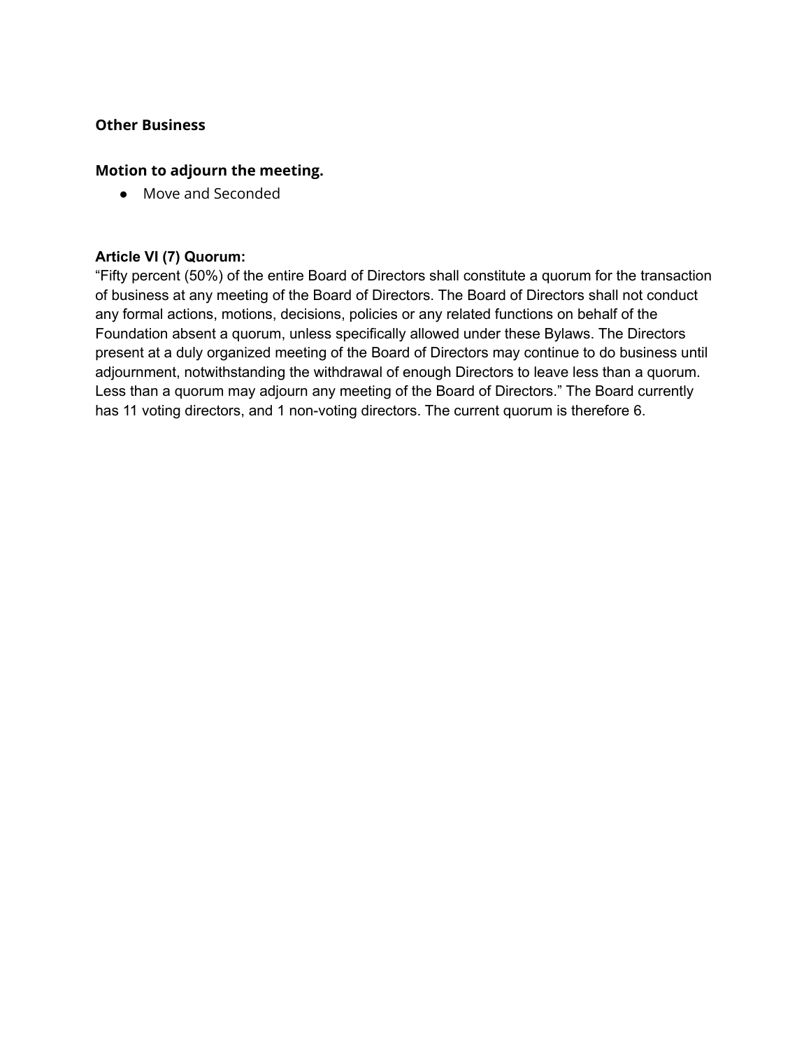**Other Business**

**Motion to adjourn the meeting.**

- Move and Seconded

**Article VI (7) Quorum:**

"Fifty percent (50%) of the entire Board of Directors shall constitute a quorum for the transaction of business at any meeting of the Board of Directors. The Board of Directors shall not conduct any formal actions, motions, decisions, policies or any related functions on behalf of the Foundation absent a quorum, unless specifically allowed under these Bylaws. The Directors present at a duly organized meeting of the Board of Directors may continue to do business until adjournment, notwithstanding the withdrawal of enough Directors to leave less than a quorum. Less than a quorum may adjourn any meeting of the Board of Directors." The Board currently has 11 voting directors, and 1 non-voting directors. The current quorum is therefore 6.